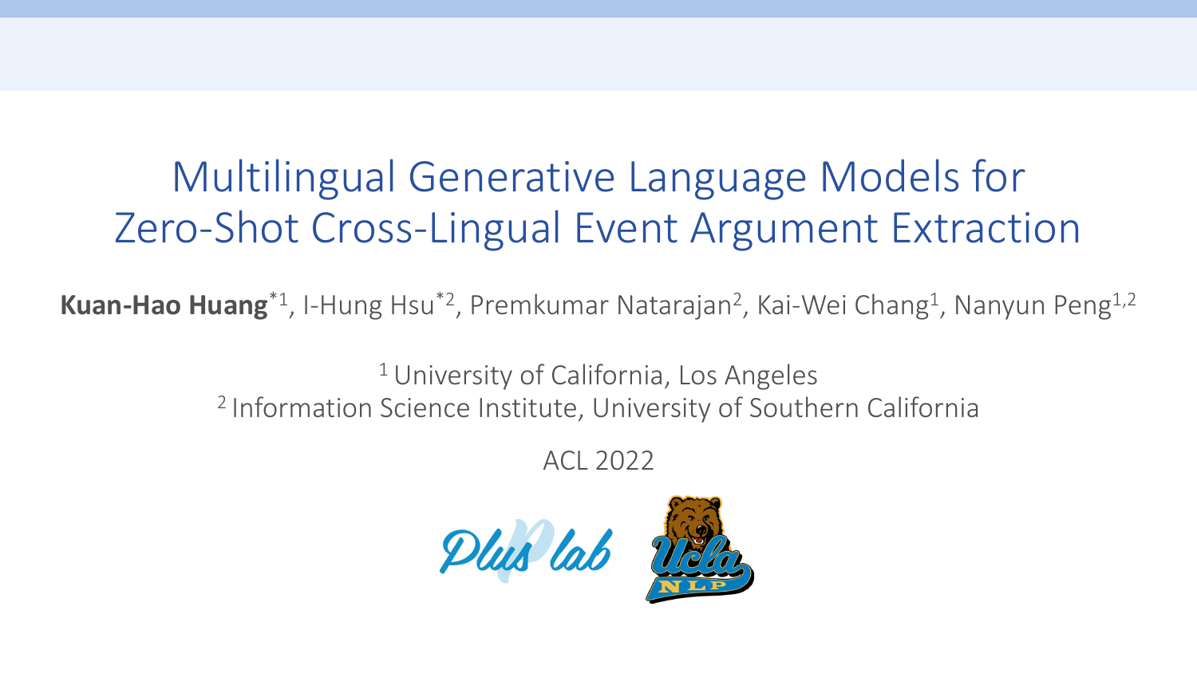# Multilingual Generative Language Models for Zero-Shot Cross-Lingual Event Argument Extraction

**Kuan-Hao Huang**[*1], I-Hung Hsu[*2], Premkumar Natarajan[2], Kai-Wei Chang[1], Nanyun Peng[1,2]

[1] University of California, Los Angeles
[2] Information Science Institute, University of Southern California

ACL 2022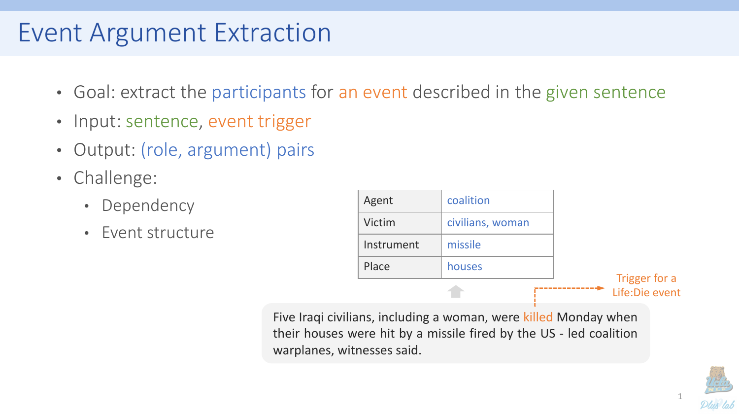# Event Argument Extraction

- Goal: extract the participants for an event described in the given sentence
- Input: sentence, event trigger
- Output: (role, argument) pairs
- Challenge:
  - Dependency
  - Event structure

| Agent | coalition |
|---|---|
| Victim | civilians, woman |
| Instrument | missile |
| Place | houses |

Trigger for a Life:Die event

Five Iraqi civilians, including a woman, were killed Monday when their houses were hit by a missile fired by the US - led coalition warplanes, witnesses said.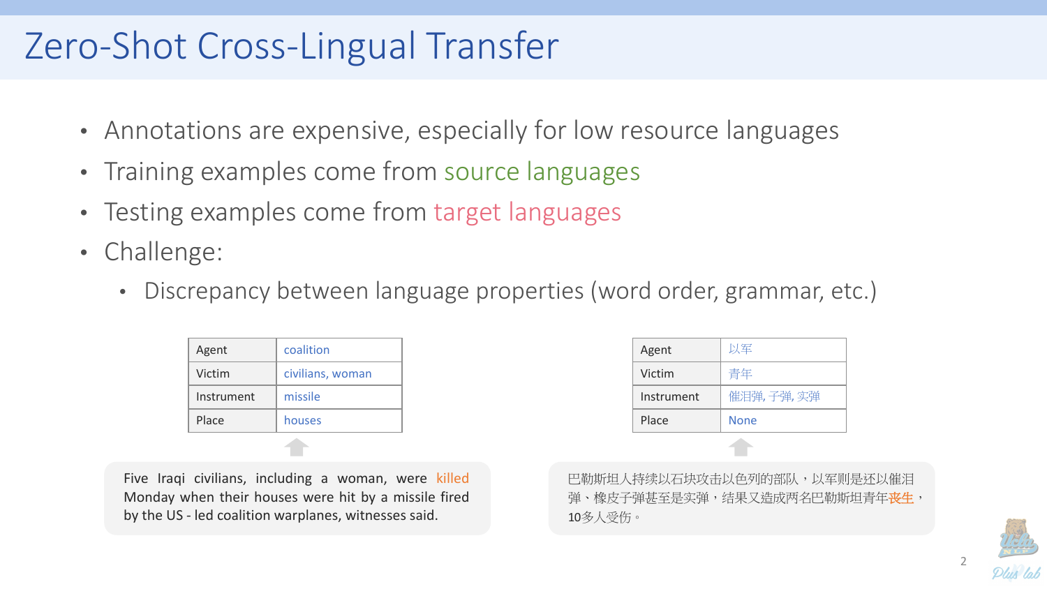# Zero-Shot Cross-Lingual Transfer

- Annotations are expensive, especially for low resource languages
- Training examples come from source languages
- Testing examples come from target languages
- Challenge:
  - Discrepancy between language properties (word order, grammar, etc.)

| Agent | coalition |
|---|---|
| Victim | civilians, woman |
| Instrument | missile |
| Place | houses |

Five Iraqi civilians, including a woman, were killed Monday when their houses were hit by a missile fired by the US - led coalition warplanes, witnesses said.

| Agent | 以军 |
|---|---|
| Victim | 青年 |
| Instrument | 催泪弹, 子弹, 实弹 |
| Place | None |

巴勒斯坦人持续以石块攻击以色列的部队，以军则是还以催泪弹、橡皮子弹甚至是实弹，结果又造成两名巴勒斯坦青年丧生，10多人受伤。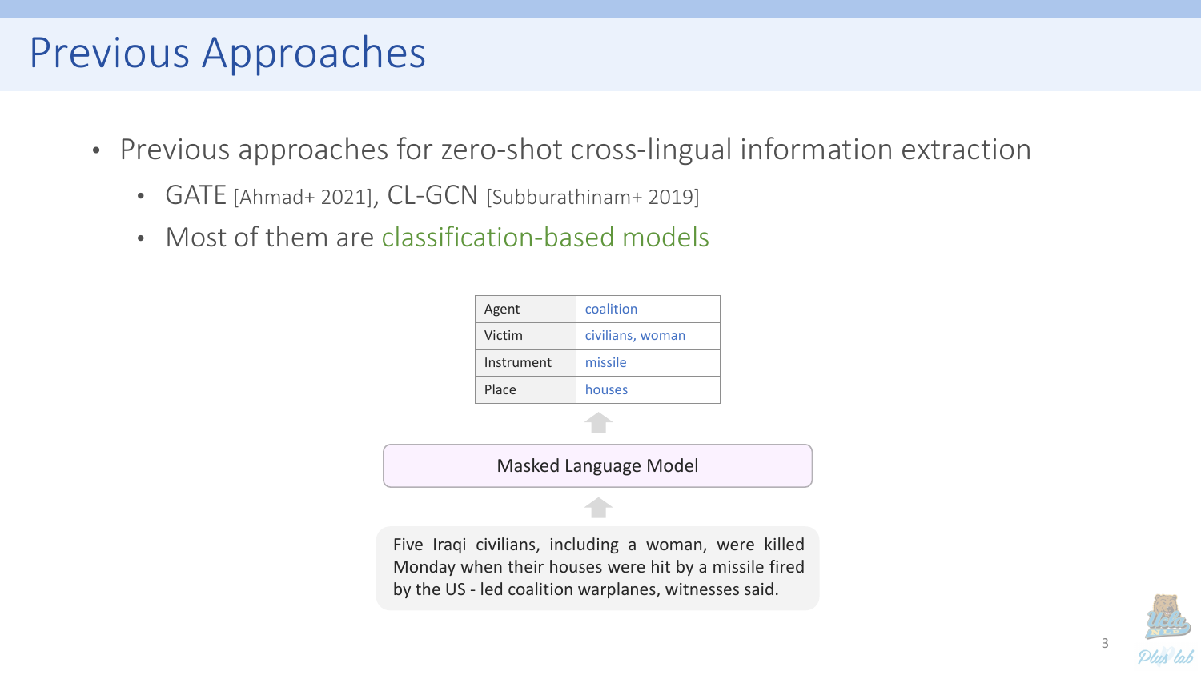# Previous Approaches

- Previous approaches for zero-shot cross-lingual information extraction
  - GATE [Ahmad+ 2021], CL-GCN [Subburathinam+ 2019]
  - Most of them are classification-based models

| Agent | coalition |
|---|---|
| Victim | civilians, woman |
| Instrument | missile |
| Place | houses |

Masked Language Model

Five Iraqi civilians, including a woman, were killed Monday when their houses were hit by a missile fired by the US - led coalition warplanes, witnesses said.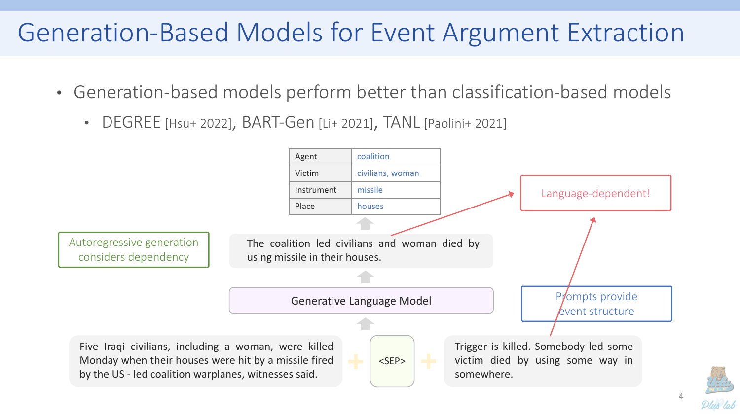# Generation-Based Models for Event Argument Extraction

- Generation-based models perform better than classification-based models
  - DEGREE [Hsu+ 2022], BART-Gen [Li+ 2021], TANL [Paolini+ 2021]

| Agent | coalition |
|---|---|
| Victim | civilians, woman |
| Instrument | missile |
| Place | houses |

The coalition led civilians and woman died by using missile in their houses.

Generative Language Model

Five Iraqi civilians, including a woman, were killed Monday when their houses were hit by a missile fired by the US - led coalition warplanes, witnesses said. + <SEP> + Trigger is killed. Somebody led some victim died by using some way in somewhere.

Autoregressive generation considers dependency

Language-dependent!

Prompts provide event structure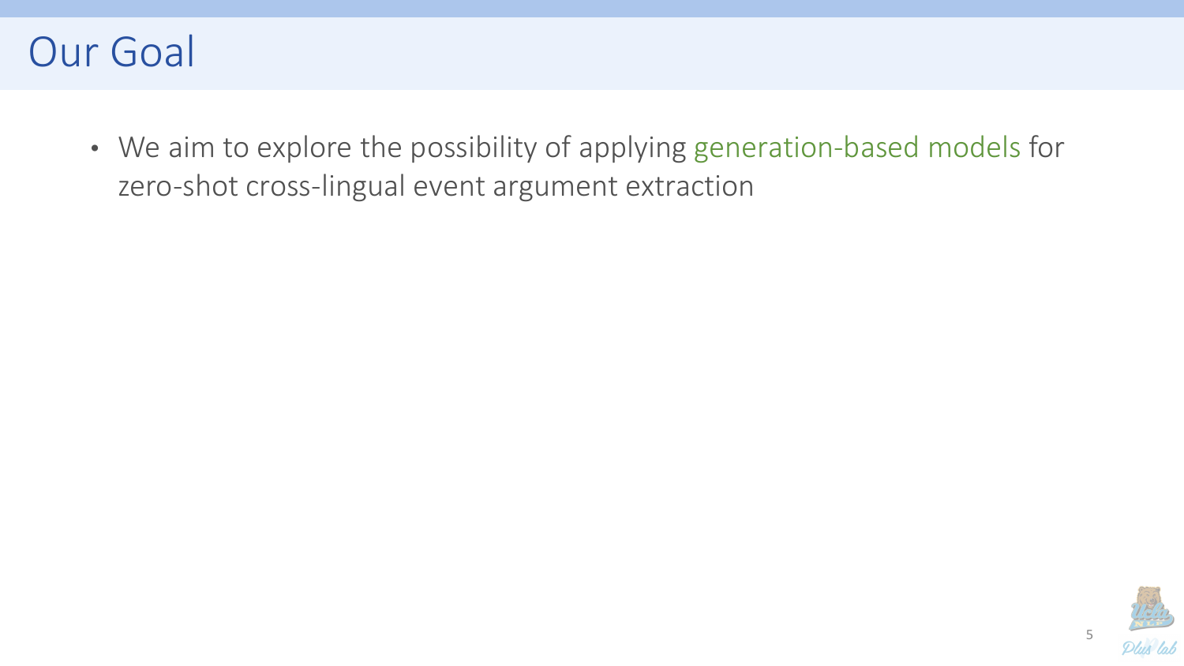# Our Goal

- We aim to explore the possibility of applying generation-based models for zero-shot cross-lingual event argument extraction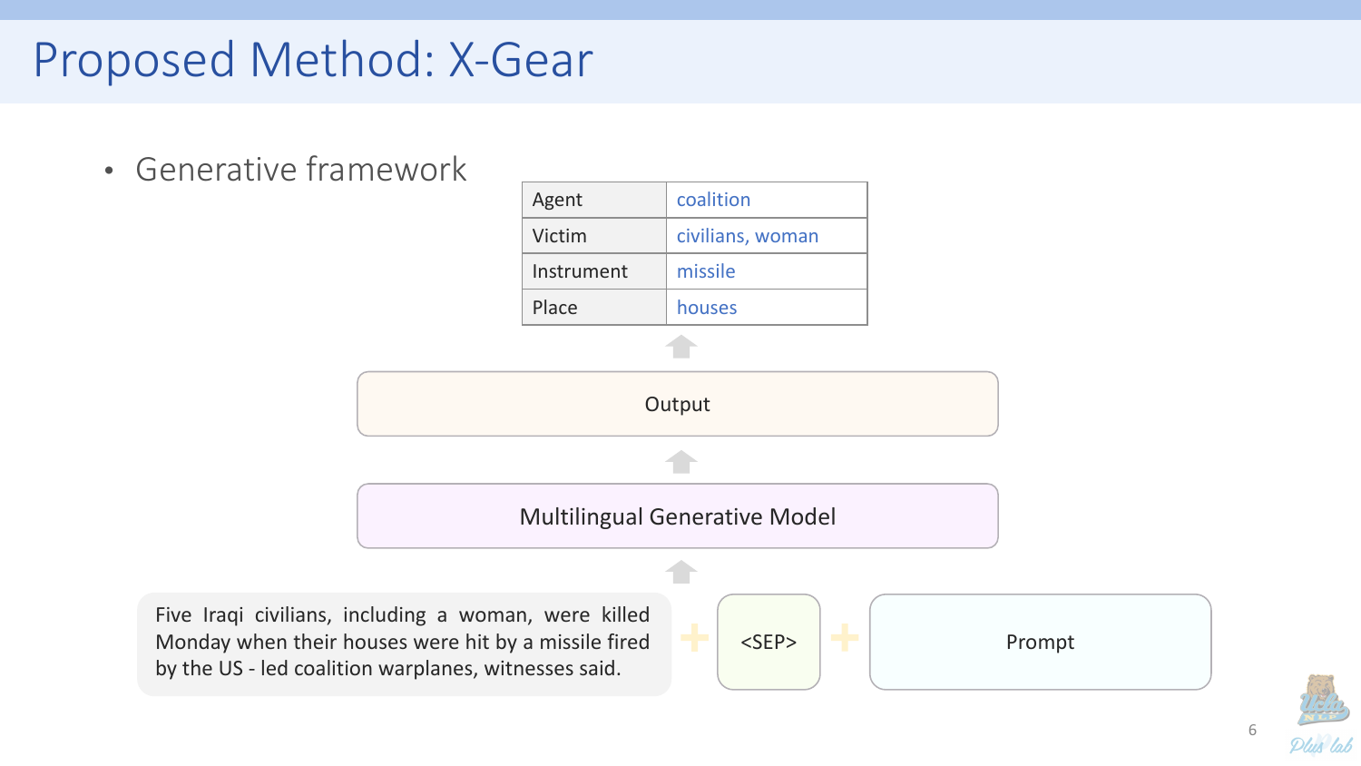# Proposed Method: X-Gear

- Generative framework

| Agent | coalition |
|---|---|
| Victim | civilians, woman |
| Instrument | missile |
| Place | houses |

Output

Multilingual Generative Model

Five Iraqi civilians, including a woman, were killed Monday when their houses were hit by a missile fired by the US - led coalition warplanes, witnesses said. + <SEP> + Prompt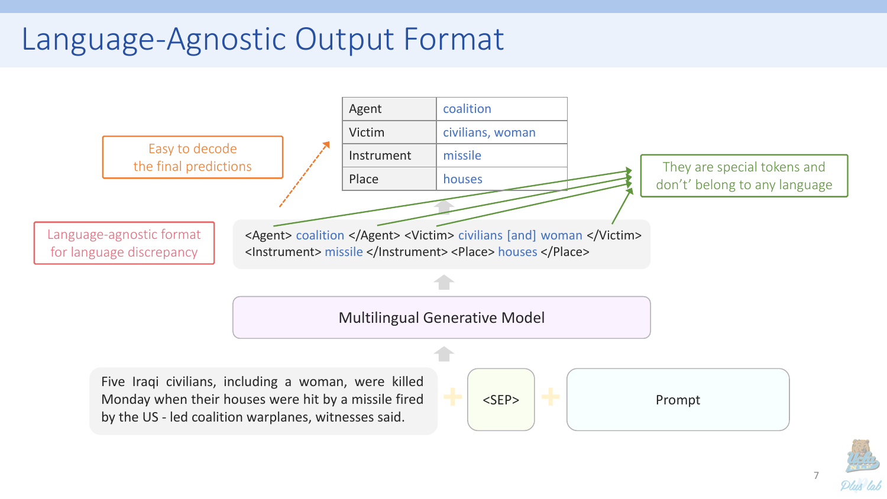# Language-Agnostic Output Format

| Agent | coalition |
|---|---|
| Victim | civilians, woman |
| Instrument | missile |
| Place | houses |

Easy to decode the final predictions

They are special tokens and don't' belong to any language

Language-agnostic format for language discrepancy

<Agent> coalition </Agent> <Victim> civilians [and] woman </Victim> <Instrument> missile </Instrument> <Place> houses </Place>

Multilingual Generative Model

Five Iraqi civilians, including a woman, were killed Monday when their houses were hit by a missile fired by the US - led coalition warplanes, witnesses said.

+ <SEP> + Prompt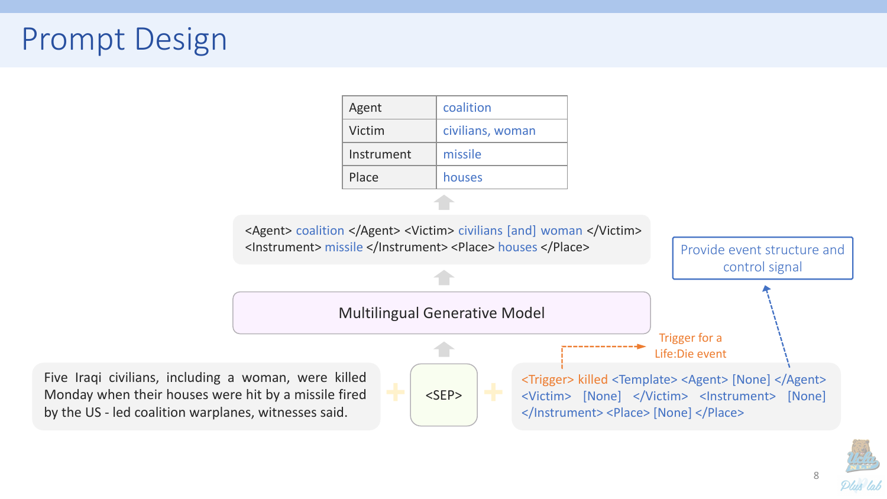# Prompt Design

| Agent | coalition |
|---|---|
| Victim | civilians, woman |
| Instrument | missile |
| Place | houses |

<Agent> coalition </Agent> <Victim> civilians [and] woman </Victim> <Instrument> missile </Instrument> <Place> houses </Place>

Provide event structure and control signal

Multilingual Generative Model

Trigger for a Life:Die event

Five Iraqi civilians, including a woman, were killed Monday when their houses were hit by a missile fired by the US - led coalition warplanes, witnesses said.

+ <SEP> +

<Trigger> killed <Template> <Agent> [None] </Agent> <Victim> [None] </Victim> <Instrument> [None] </Instrument> <Place> [None] </Place>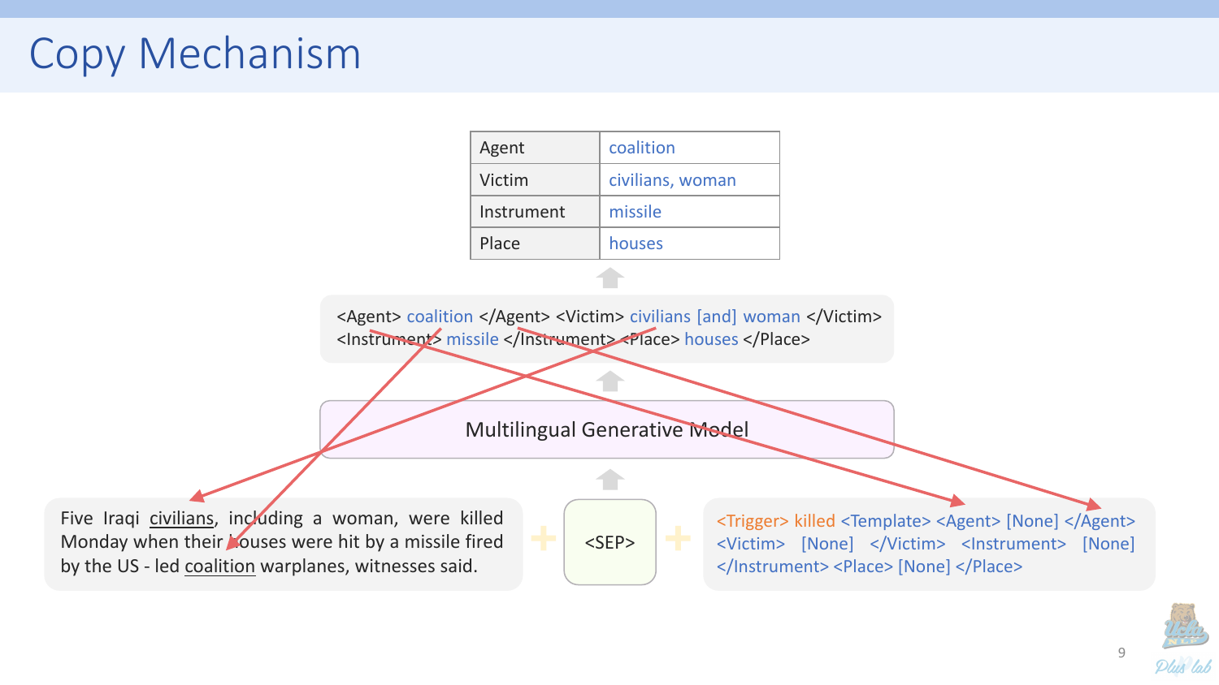# Copy Mechanism

| Agent | coalition |
| --- | --- |
| Victim | civilians, woman |
| Instrument | missile |
| Place | houses |

<Agent> coalition </Agent> <Victim> civilians [and] woman </Victim> <Instrument> missile </Instrument> <Place> houses </Place>

Multilingual Generative Model

Five Iraqi civilians, including a woman, were killed Monday when their houses were hit by a missile fired by the US - led coalition warplanes, witnesses said.

<SEP>

<Trigger> killed <Template> <Agent> [None] </Agent> <Victim> [None] </Victim> <Instrument> [None] </Instrument> <Place> [None] </Place>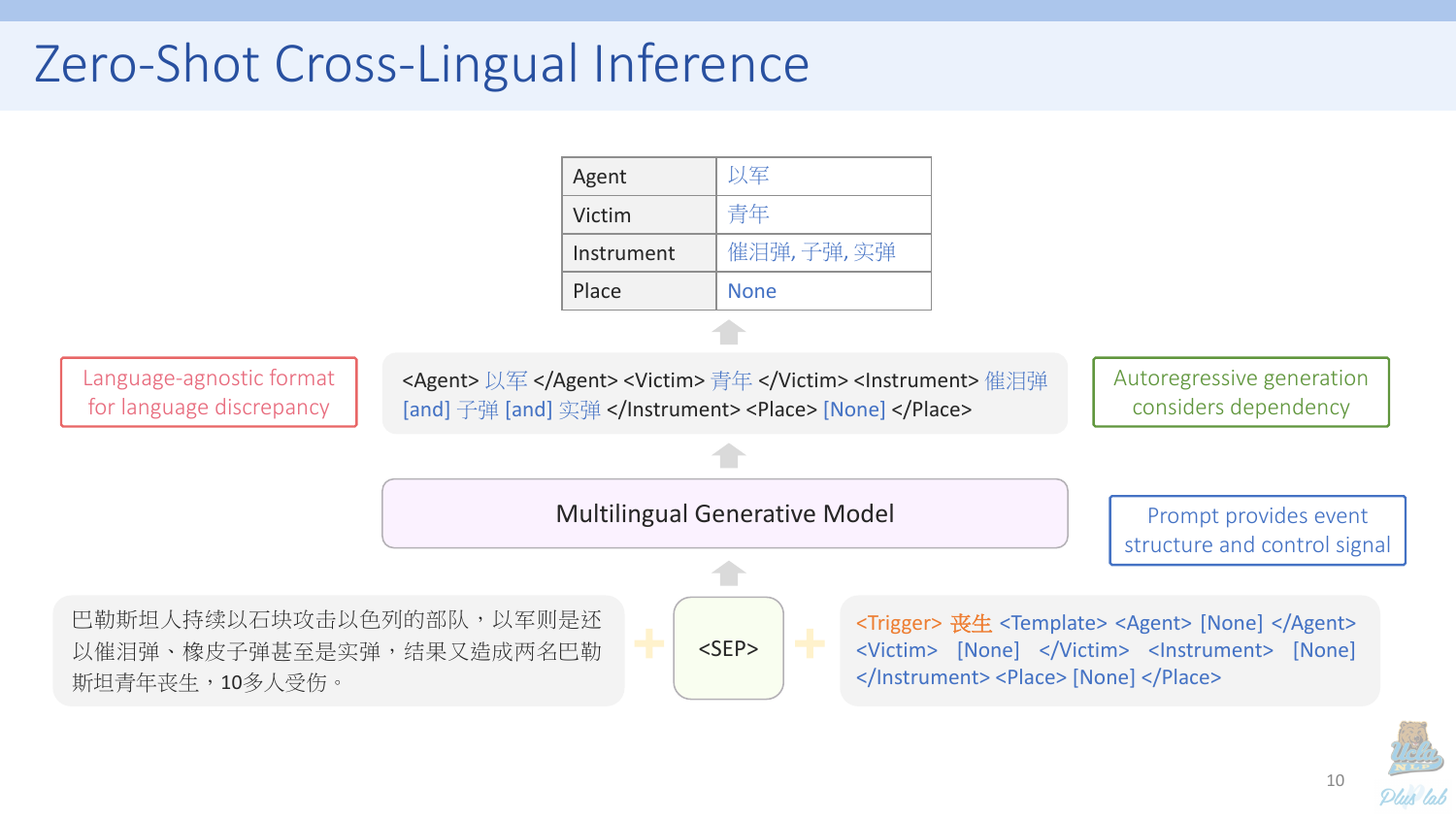# Zero-Shot Cross-Lingual Inference

| Agent | 以军 |
|---|---|
| Victim | 青年 |
| Instrument | 催泪弹, 子弹, 实弹 |
| Place | None |

Language-agnostic format for language discrepancy

<Agent> 以军 </Agent> <Victim> 青年 </Victim> <Instrument> 催泪弹 [and] 子弹 [and] 实弹 </Instrument> <Place> [None] </Place>

Autoregressive generation considers dependency

Multilingual Generative Model

Prompt provides event structure and control signal

巴勒斯坦人持续以石块攻击以色列的部队，以军则是还以催泪弹、橡皮子弹甚至是实弹，结果又造成两名巴勒斯坦青年丧生，10多人受伤。

+ <SEP> +

<Trigger> 丧生 <Template> <Agent> [None] </Agent> <Victim> [None] </Victim> <Instrument> [None] </Instrument> <Place> [None] </Place>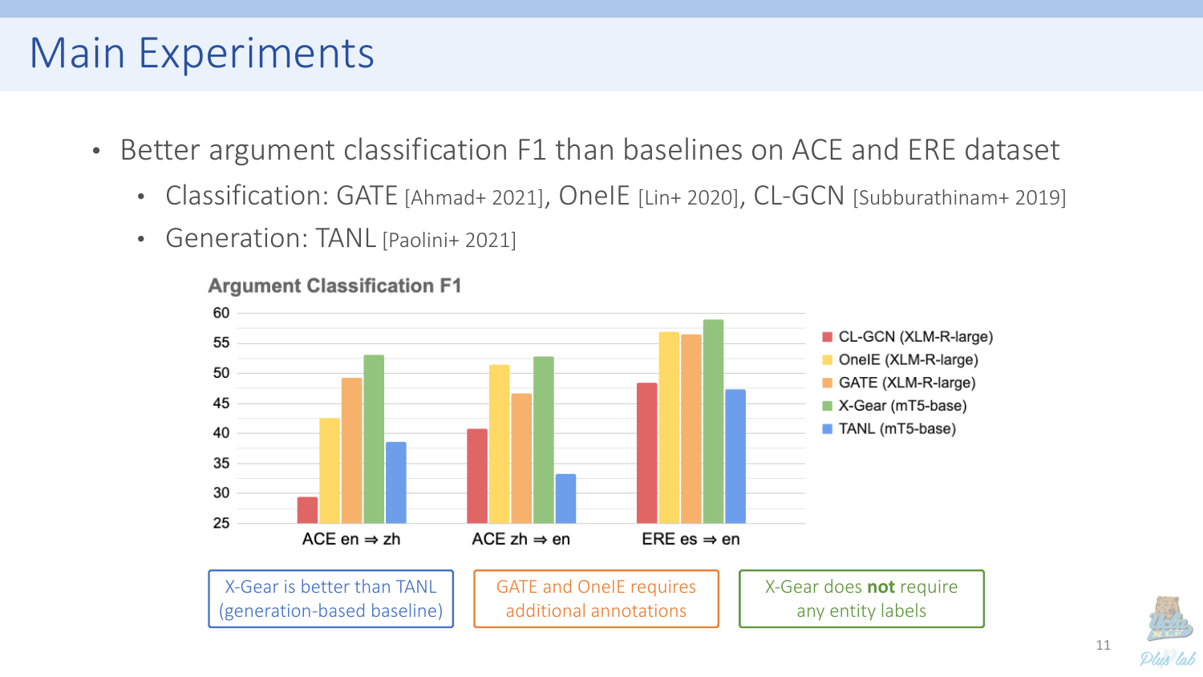# Main Experiments

- Better argument classification F1 than baselines on ACE and ERE dataset
  - Classification: GATE [Ahmad+ 2021], OneIE [Lin+ 2020], CL-GCN [Subburathinam+ 2019]
  - Generation: TANL [Paolini+ 2021]

**Argument Classification F1**

Legend: CL-GCN (XLM-R-large), OneIE (XLM-R-large), GATE (XLM-R-large), X-Gear (mT5-base), TANL (mT5-base)

Categories: ACE en ⇒ zh, ACE zh ⇒ en, ERE es ⇒ en

X-Gear is better than TANL (generation-based baseline)

GATE and OneIE requires additional annotations

X-Gear does **not** require any entity labels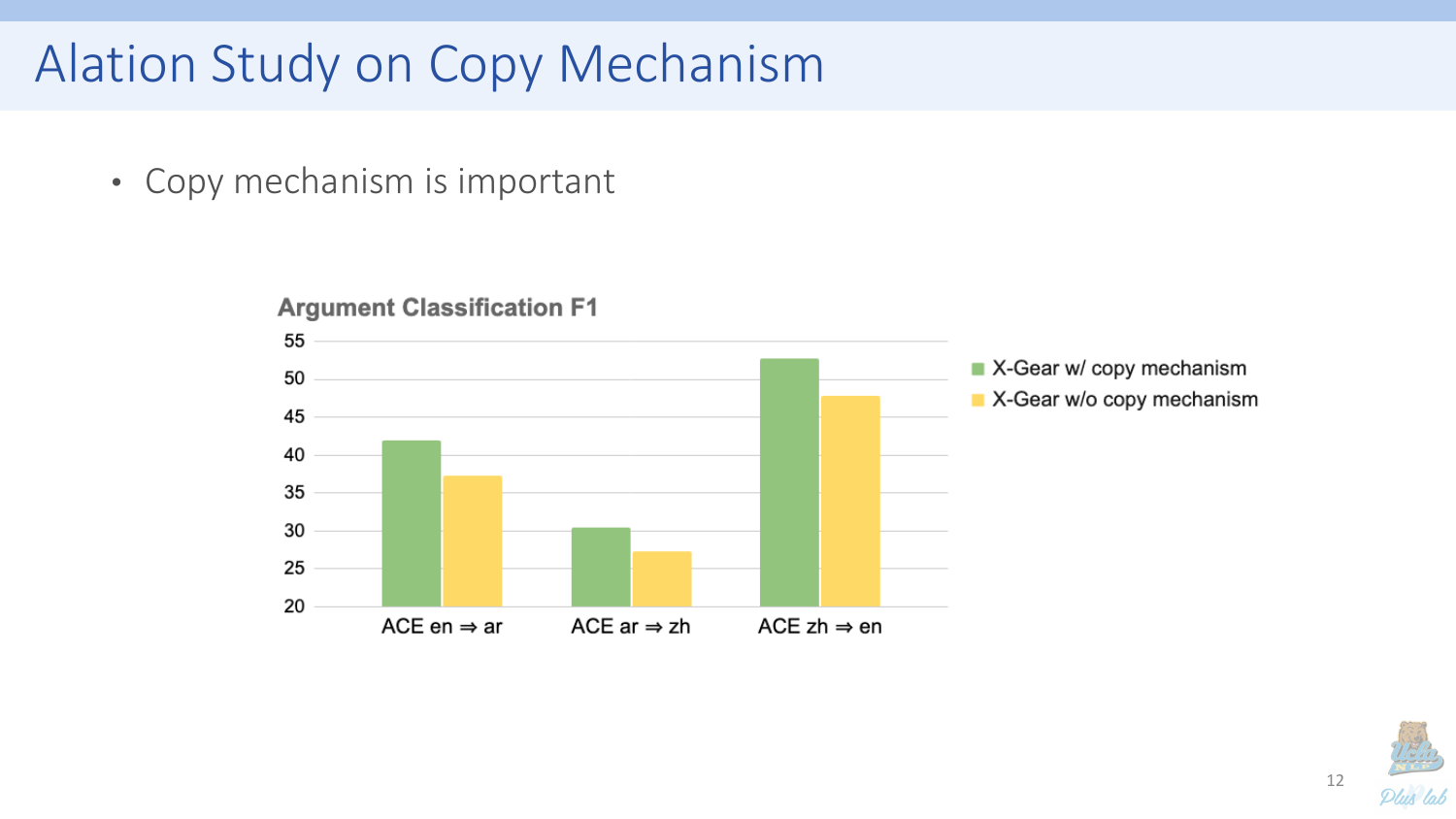# Alation Study on Copy Mechanism

- Copy mechanism is important

**Argument Classification F1**

| | X-Gear w/ copy mechanism | X-Gear w/o copy mechanism |
|---|---|---|
| ACE en ⇒ ar | ~42 | ~37 |
| ACE ar ⇒ zh | ~30.5 | ~27 |
| ACE zh ⇒ en | ~52.5 | ~48 |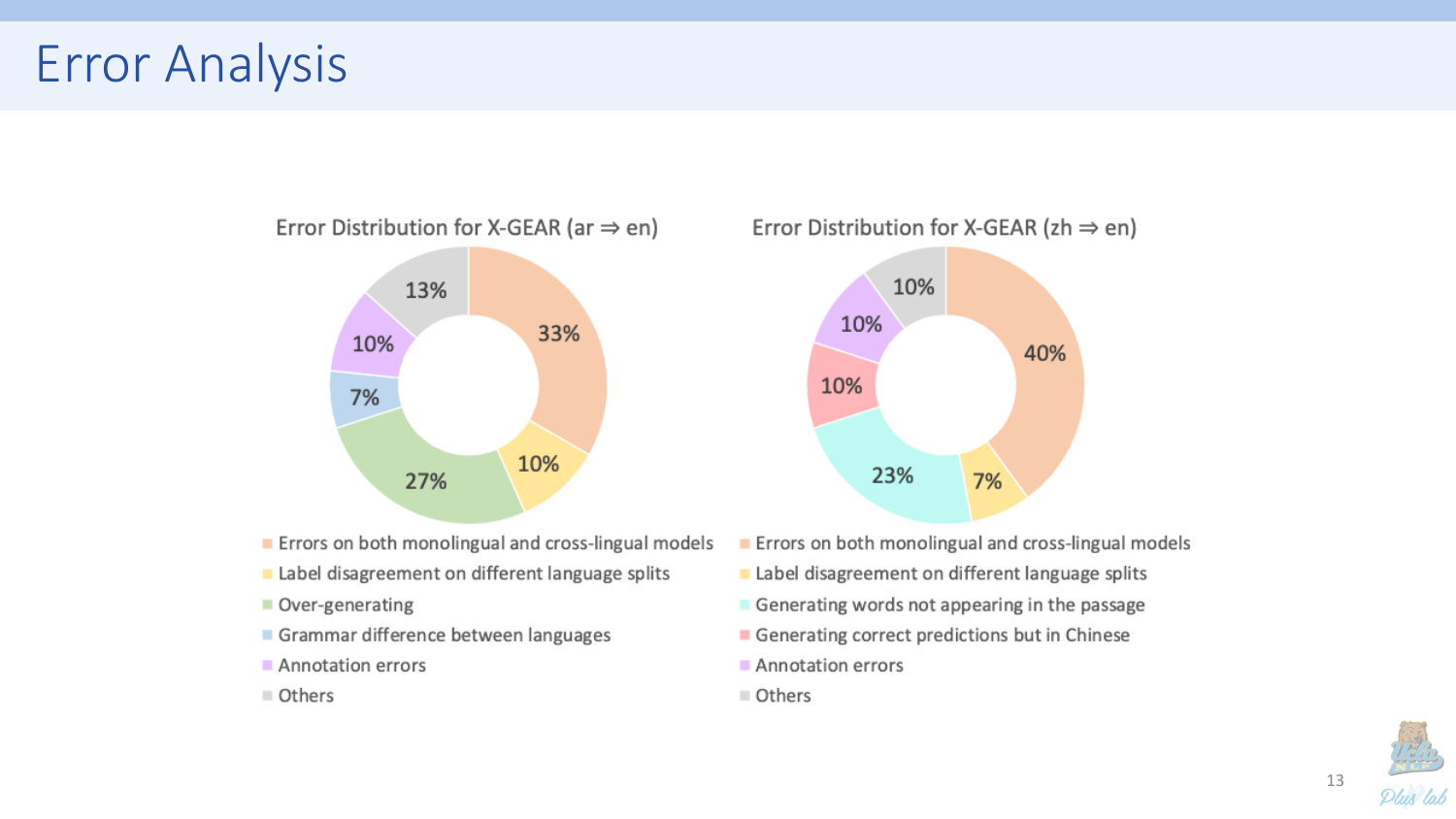# Error Analysis

**Error Distribution for X-GEAR (ar ⇒ en)**

| Category | Percentage |
|---|---|
| Errors on both monolingual and cross-lingual models | 33% |
| Label disagreement on different language splits | 10% |
| Over-generating | 27% |
| Grammar difference between languages | 7% |
| Annotation errors | 10% |
| Others | 13% |

**Error Distribution for X-GEAR (zh ⇒ en)**

| Category | Percentage |
|---|---|
| Errors on both monolingual and cross-lingual models | 40% |
| Label disagreement on different language splits | 7% |
| Generating words not appearing in the passage | 23% |
| Generating correct predictions but in Chinese | 10% |
| Annotation errors | 10% |
| Others | 10% |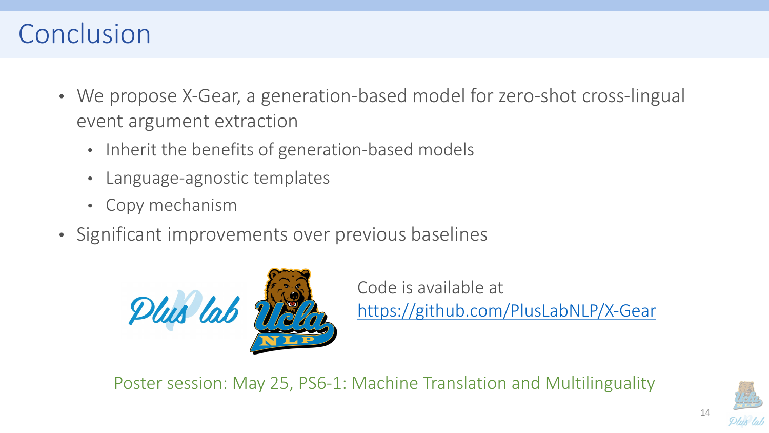# Conclusion

- We propose X-Gear, a generation-based model for zero-shot cross-lingual event argument extraction
  - Inherit the benefits of generation-based models
  - Language-agnostic templates
  - Copy mechanism
- Significant improvements over previous baselines

Code is available at https://github.com/PlusLabNLP/X-Gear

Poster session: May 25, PS6-1: Machine Translation and Multilinguality